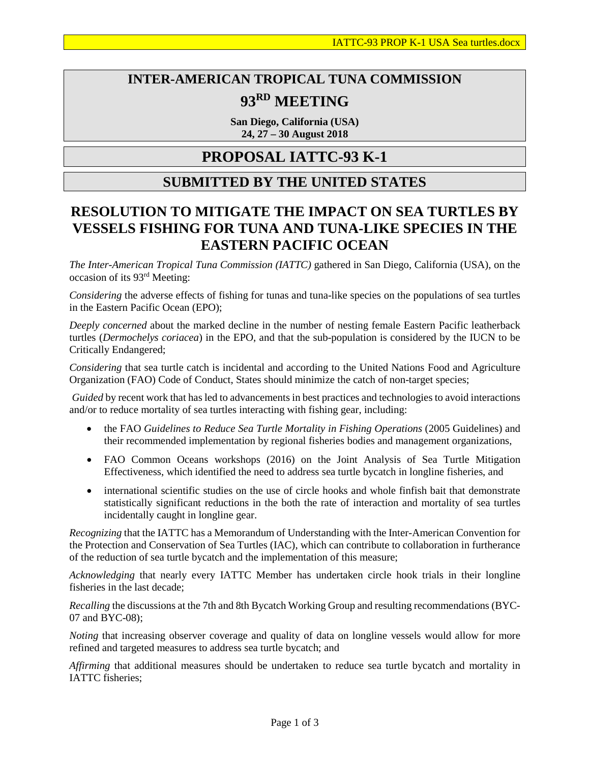# INTER-AMERICAN TROPICAL TUNA COMMISSION

# 93RD MEETING

**San Diego, California (USA)**
**24, 27 – 30 August 2018**

# PROPOSAL IATTC-93 K-1

## SUBMITTED BY THE UNITED STATES

## RESOLUTION TO MITIGATE THE IMPACT ON SEA TURTLES BY VESSELS FISHING FOR TUNA AND TUNA-LIKE SPECIES IN THE EASTERN PACIFIC OCEAN

*The Inter-American Tropical Tuna Commission (IATTC)* gathered in San Diego, California (USA), on the occasion of its 93rd Meeting:

*Considering* the adverse effects of fishing for tunas and tuna-like species on the populations of sea turtles in the Eastern Pacific Ocean (EPO);

*Deeply concerned* about the marked decline in the number of nesting female Eastern Pacific leatherback turtles (*Dermochelys coriacea*) in the EPO, and that the sub-population is considered by the IUCN to be Critically Endangered;

*Considering* that sea turtle catch is incidental and according to the United Nations Food and Agriculture Organization (FAO) Code of Conduct, States should minimize the catch of non-target species;

*Guided* by recent work that has led to advancements in best practices and technologies to avoid interactions and/or to reduce mortality of sea turtles interacting with fishing gear, including:

- the FAO *Guidelines to Reduce Sea Turtle Mortality in Fishing Operations* (2005 Guidelines) and their recommended implementation by regional fisheries bodies and management organizations,
- FAO Common Oceans workshops (2016) on the Joint Analysis of Sea Turtle Mitigation Effectiveness, which identified the need to address sea turtle bycatch in longline fisheries, and
- international scientific studies on the use of circle hooks and whole finfish bait that demonstrate statistically significant reductions in the both the rate of interaction and mortality of sea turtles incidentally caught in longline gear.

*Recognizing* that the IATTC has a Memorandum of Understanding with the Inter-American Convention for the Protection and Conservation of Sea Turtles (IAC), which can contribute to collaboration in furtherance of the reduction of sea turtle bycatch and the implementation of this measure;

*Acknowledging* that nearly every IATTC Member has undertaken circle hook trials in their longline fisheries in the last decade;

*Recalling* the discussions at the 7th and 8th Bycatch Working Group and resulting recommendations (BYC-07 and BYC-08);

*Noting* that increasing observer coverage and quality of data on longline vessels would allow for more refined and targeted measures to address sea turtle bycatch; and

*Affirming* that additional measures should be undertaken to reduce sea turtle bycatch and mortality in IATTC fisheries;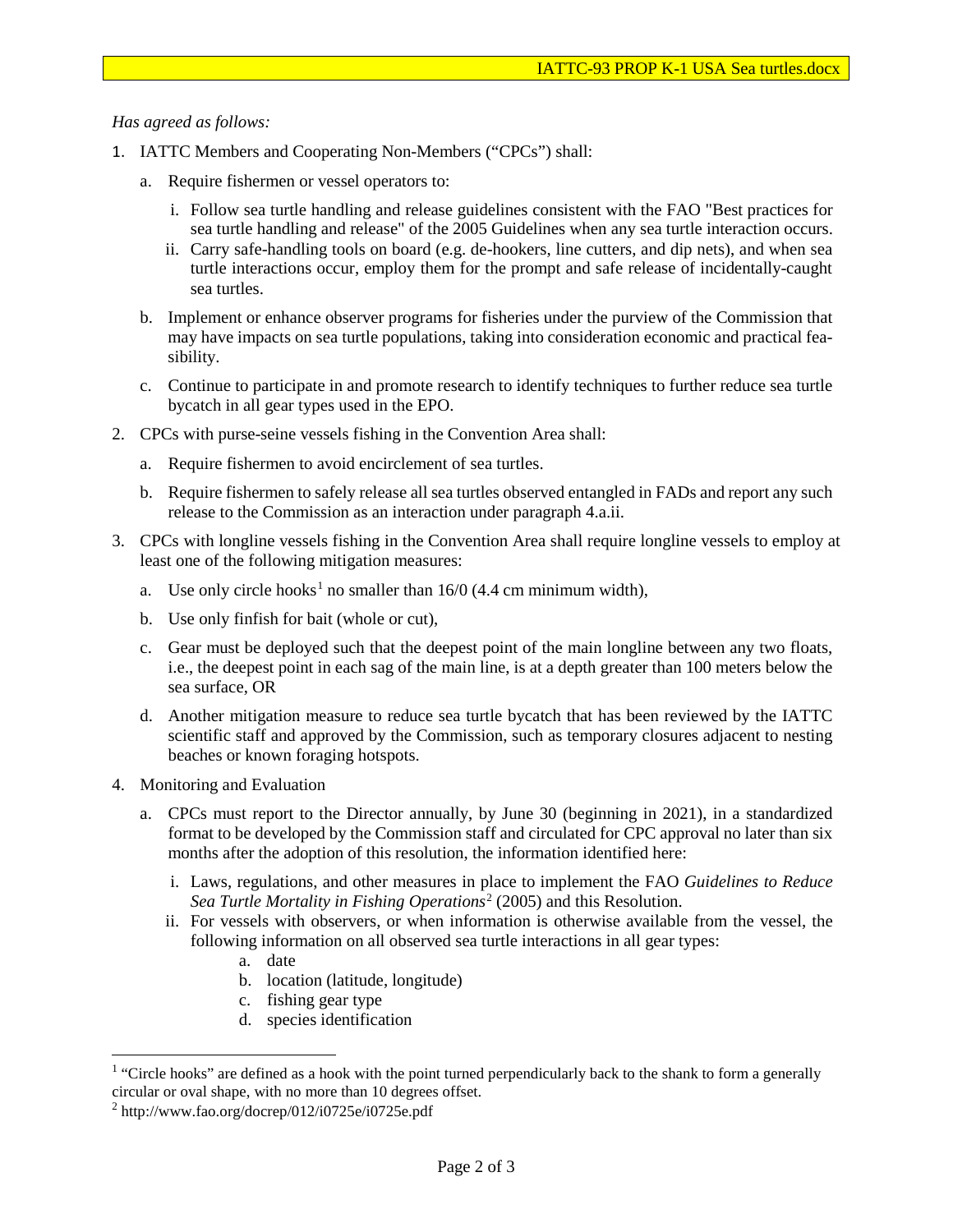*Has agreed as follows:*

1. IATTC Members and Cooperating Non-Members ("CPCs") shall:

   a. Require fishermen or vessel operators to:

      i. Follow sea turtle handling and release guidelines consistent with the FAO "Best practices for sea turtle handling and release" of the 2005 Guidelines when any sea turtle interaction occurs.

      ii. Carry safe-handling tools on board (e.g. de-hookers, line cutters, and dip nets), and when sea turtle interactions occur, employ them for the prompt and safe release of incidentally-caught sea turtles.

   b. Implement or enhance observer programs for fisheries under the purview of the Commission that may have impacts on sea turtle populations, taking into consideration economic and practical feasibility.

   c. Continue to participate in and promote research to identify techniques to further reduce sea turtle bycatch in all gear types used in the EPO.

2. CPCs with purse-seine vessels fishing in the Convention Area shall:

   a. Require fishermen to avoid encirclement of sea turtles.

   b. Require fishermen to safely release all sea turtles observed entangled in FADs and report any such release to the Commission as an interaction under paragraph 4.a.ii.

3. CPCs with longline vessels fishing in the Convention Area shall require longline vessels to employ at least one of the following mitigation measures:

   a. Use only circle hooks[1] no smaller than 16/0 (4.4 cm minimum width),

   b. Use only finfish for bait (whole or cut),

   c. Gear must be deployed such that the deepest point of the main longline between any two floats, i.e., the deepest point in each sag of the main line, is at a depth greater than 100 meters below the sea surface, OR

   d. Another mitigation measure to reduce sea turtle bycatch that has been reviewed by the IATTC scientific staff and approved by the Commission, such as temporary closures adjacent to nesting beaches or known foraging hotspots.

4. Monitoring and Evaluation

   a. CPCs must report to the Director annually, by June 30 (beginning in 2021), in a standardized format to be developed by the Commission staff and circulated for CPC approval no later than six months after the adoption of this resolution, the information identified here:

      i. Laws, regulations, and other measures in place to implement the FAO *Guidelines to Reduce Sea Turtle Mortality in Fishing Operations*[2] (2005) and this Resolution.

      ii. For vessels with observers, or when information is otherwise available from the vessel, the following information on all observed sea turtle interactions in all gear types:

         a. date
         b. location (latitude, longitude)
         c. fishing gear type
         d. species identification

---

[1] "Circle hooks" are defined as a hook with the point turned perpendicularly back to the shank to form a generally circular or oval shape, with no more than 10 degrees offset.

[2] http://www.fao.org/docrep/012/i0725e/i0725e.pdf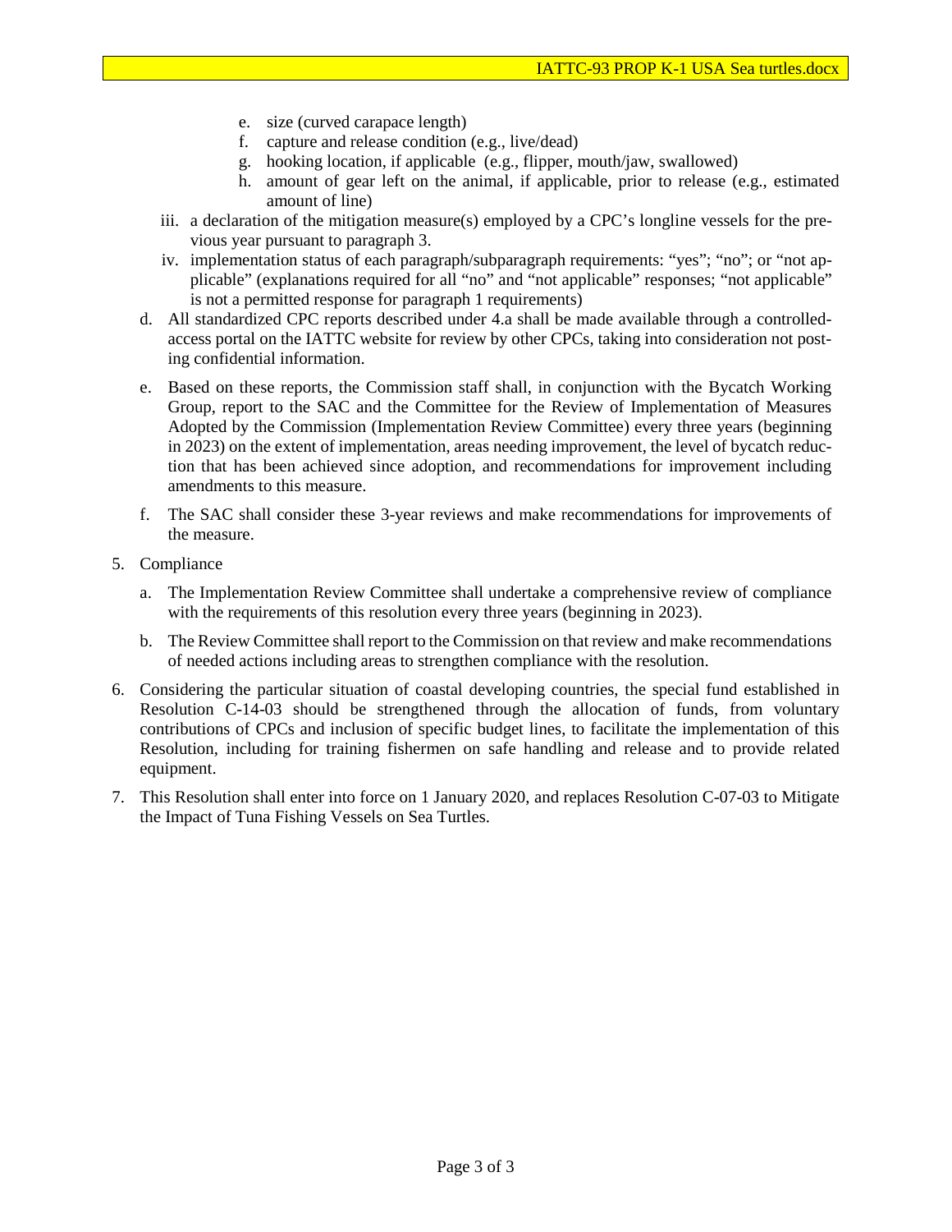e. size (curved carapace length)
   f. capture and release condition (e.g., live/dead)
   g. hooking location, if applicable (e.g., flipper, mouth/jaw, swallowed)
   h. amount of gear left on the animal, if applicable, prior to release (e.g., estimated amount of line)

  iii. a declaration of the mitigation measure(s) employed by a CPC's longline vessels for the previous year pursuant to paragraph 3.

  iv. implementation status of each paragraph/subparagraph requirements: "yes"; "no"; or "not applicable" (explanations required for all "no" and "not applicable" responses; "not applicable" is not a permitted response for paragraph 1 requirements)

 d. All standardized CPC reports described under 4.a shall be made available through a controlled-access portal on the IATTC website for review by other CPCs, taking into consideration not posting confidential information.

 e. Based on these reports, the Commission staff shall, in conjunction with the Bycatch Working Group, report to the SAC and the Committee for the Review of Implementation of Measures Adopted by the Commission (Implementation Review Committee) every three years (beginning in 2023) on the extent of implementation, areas needing improvement, the level of bycatch reduction that has been achieved since adoption, and recommendations for improvement including amendments to this measure.

 f. The SAC shall consider these 3-year reviews and make recommendations for improvements of the measure.

5. Compliance

 a. The Implementation Review Committee shall undertake a comprehensive review of compliance with the requirements of this resolution every three years (beginning in 2023).

 b. The Review Committee shall report to the Commission on that review and make recommendations of needed actions including areas to strengthen compliance with the resolution.

6. Considering the particular situation of coastal developing countries, the special fund established in Resolution C-14-03 should be strengthened through the allocation of funds, from voluntary contributions of CPCs and inclusion of specific budget lines, to facilitate the implementation of this Resolution, including for training fishermen on safe handling and release and to provide related equipment.

7. This Resolution shall enter into force on 1 January 2020, and replaces Resolution C-07-03 to Mitigate the Impact of Tuna Fishing Vessels on Sea Turtles.